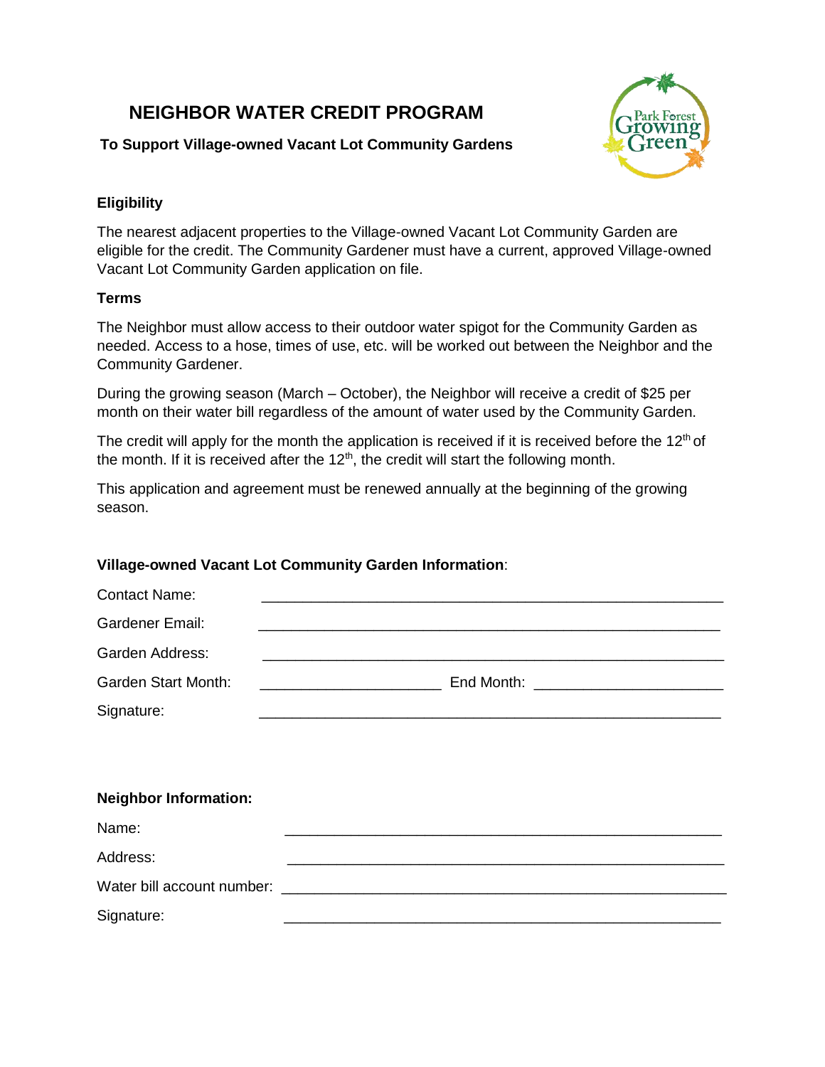# NEIGHBOR WATER CREDIT PROGRAM

**To Support Village-owned Vacant Lot Community Gardens**

Park Forest Growing Green

### Eligibility

The nearest adjacent properties to the Village-owned Vacant Lot Community Garden are eligible for the credit. The Community Gardener must have a current, approved Village-owned Vacant Lot Community Garden application on file.

### Terms

The Neighbor must allow access to their outdoor water spigot for the Community Garden as needed. Access to a hose, times of use, etc. will be worked out between the Neighbor and the Community Gardener.

During the growing season (March – October), the Neighbor will receive a credit of $25 per month on their water bill regardless of the amount of water used by the Community Garden.

The credit will apply for the month the application is received if it is received before the 12th of the month. If it is received after the 12th, the credit will start the following month.

This application and agreement must be renewed annually at the beginning of the growing season.

**Village-owned Vacant Lot Community Garden Information**:

Contact Name: ______________________________________________

Gardener Email: ______________________________________________

Garden Address: ______________________________________________

Garden Start Month: ____________________ End Month: ____________________

Signature: ______________________________________________

**Neighbor Information:**

Name: ______________________________________________

Address: ______________________________________________

Water bill account number: ______________________________________________

Signature: ______________________________________________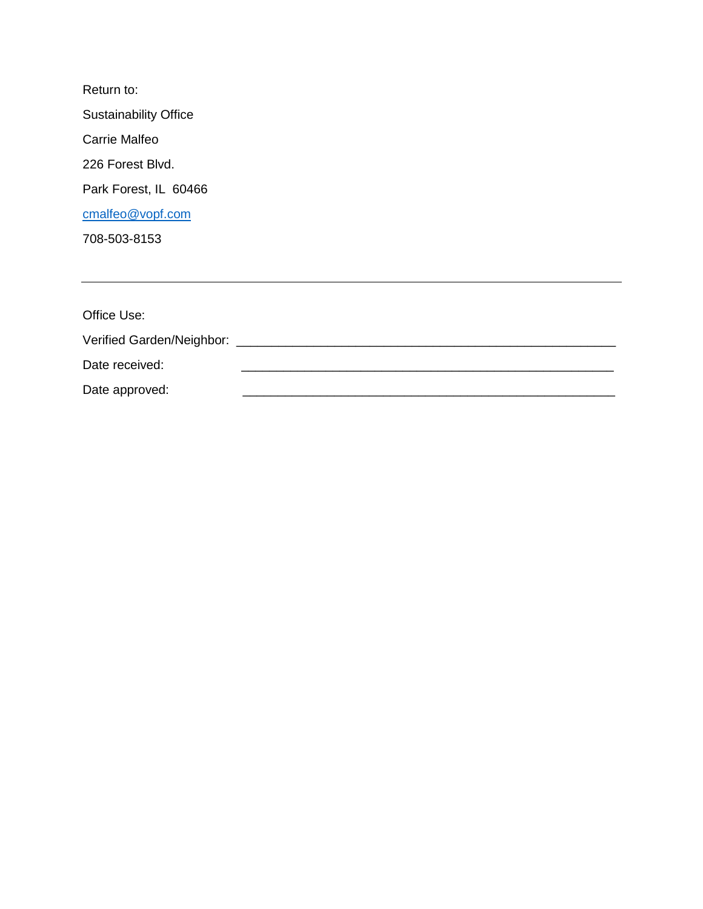Return to:

Sustainability Office

Carrie Malfeo

226 Forest Blvd.

Park Forest, IL 60466

cmalfeo@vopf.com

708-503-8153

---

Office Use:

Verified Garden/Neighbor: _______________________________________________

Date received: _______________________________________________

Date approved: _______________________________________________